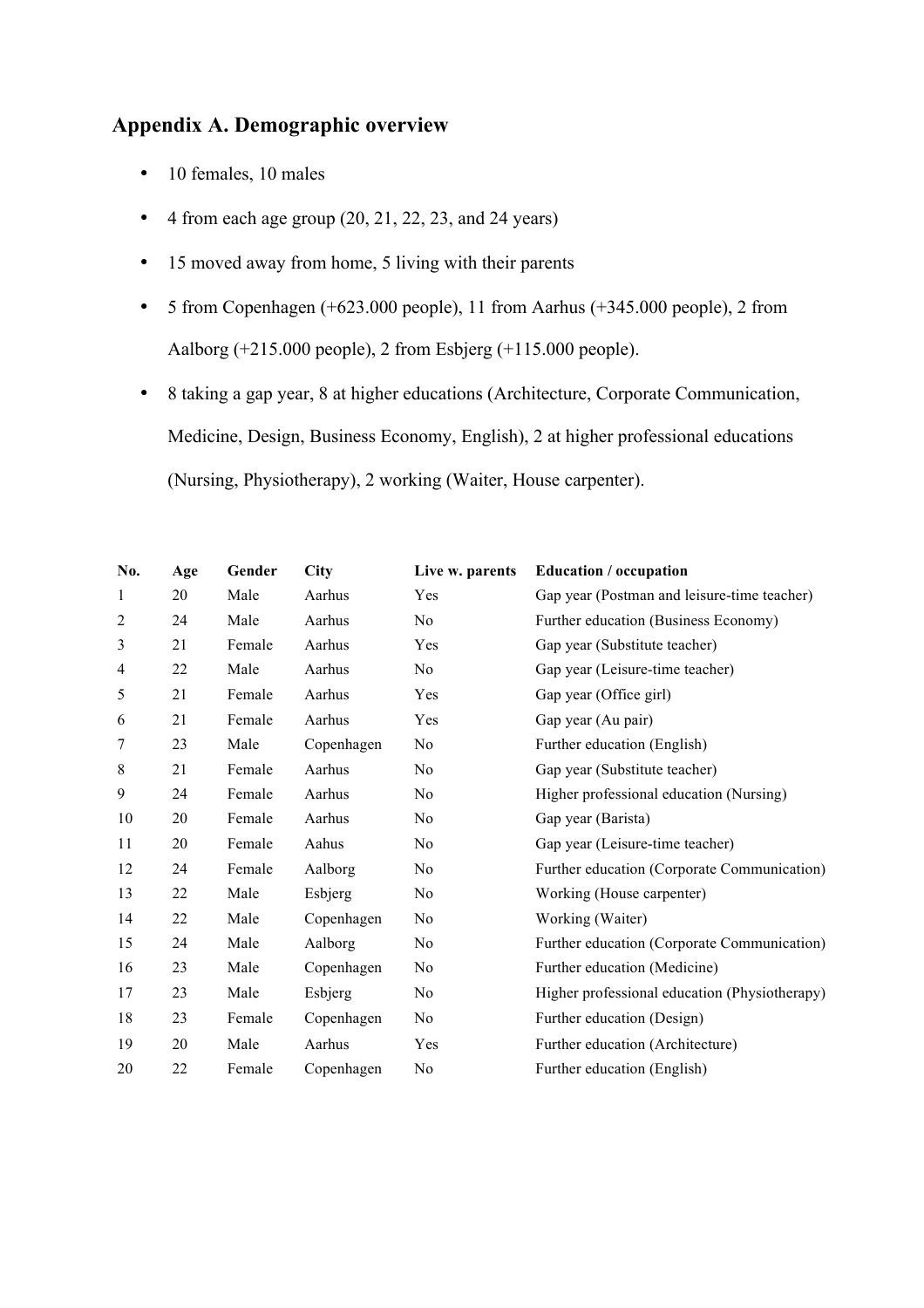## Appendix A. Demographic overview

- 10 females, 10 males
- 4 from each age group (20, 21, 22, 23, and 24 years)
- 15 moved away from home, 5 living with their parents
- 5 from Copenhagen (+623.000 people), 11 from Aarhus (+345.000 people), 2 from Aalborg (+215.000 people), 2 from Esbjerg (+115.000 people).
- 8 taking a gap year, 8 at higher educations (Architecture, Corporate Communication, Medicine, Design, Business Economy, English), 2 at higher professional educations (Nursing, Physiotherapy), 2 working (Waiter, House carpenter).

| No. | Age | Gender | City | Live w. parents | Education / occupation |
|---|---|---|---|---|---|
| 1 | 20 | Male | Aarhus | Yes | Gap year (Postman and leisure-time teacher) |
| 2 | 24 | Male | Aarhus | No | Further education (Business Economy) |
| 3 | 21 | Female | Aarhus | Yes | Gap year (Substitute teacher) |
| 4 | 22 | Male | Aarhus | No | Gap year (Leisure-time teacher) |
| 5 | 21 | Female | Aarhus | Yes | Gap year (Office girl) |
| 6 | 21 | Female | Aarhus | Yes | Gap year (Au pair) |
| 7 | 23 | Male | Copenhagen | No | Further education (English) |
| 8 | 21 | Female | Aarhus | No | Gap year (Substitute teacher) |
| 9 | 24 | Female | Aarhus | No | Higher professional education (Nursing) |
| 10 | 20 | Female | Aarhus | No | Gap year (Barista) |
| 11 | 20 | Female | Aahus | No | Gap year (Leisure-time teacher) |
| 12 | 24 | Female | Aalborg | No | Further education (Corporate Communication) |
| 13 | 22 | Male | Esbjerg | No | Working (House carpenter) |
| 14 | 22 | Male | Copenhagen | No | Working (Waiter) |
| 15 | 24 | Male | Aalborg | No | Further education (Corporate Communication) |
| 16 | 23 | Male | Copenhagen | No | Further education (Medicine) |
| 17 | 23 | Male | Esbjerg | No | Higher professional education (Physiotherapy) |
| 18 | 23 | Female | Copenhagen | No | Further education (Design) |
| 19 | 20 | Male | Aarhus | Yes | Further education (Architecture) |
| 20 | 22 | Female | Copenhagen | No | Further education (English) |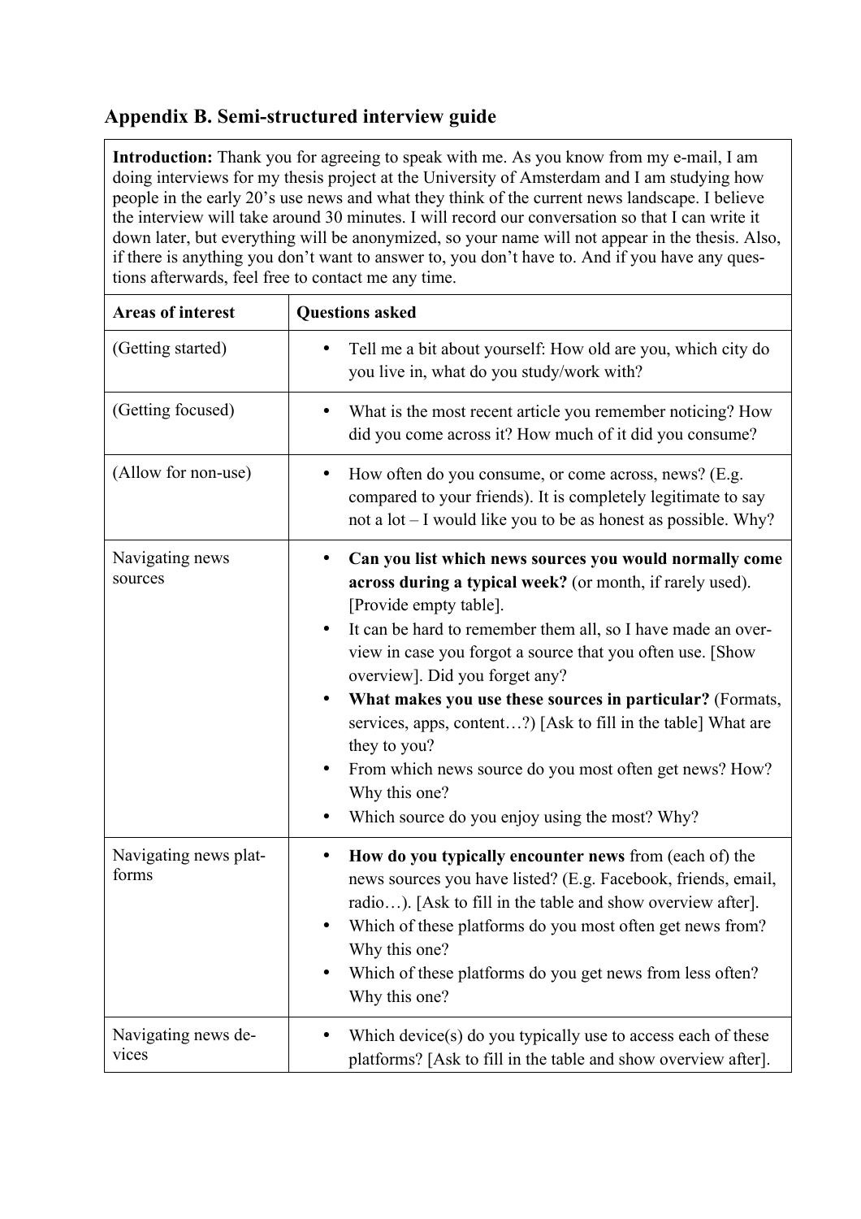## Appendix B. Semi-structured interview guide

| **Introduction:** Thank you for agreeing to speak with me. As you know from my e-mail, I am doing interviews for my thesis project at the University of Amsterdam and I am studying how people in the early 20's use news and what they think of the current news landscape. I believe the interview will take around 30 minutes. I will record our conversation so that I can write it down later, but everything will be anonymized, so your name will not appear in the thesis. Also, if there is anything you don't want to answer to, you don't have to. And if you have any questions afterwards, feel free to contact me any time. | |
|---|---|
| **Areas of interest** | **Questions asked** |
| (Getting started) | • Tell me a bit about yourself: How old are you, which city do you live in, what do you study/work with? |
| (Getting focused) | • What is the most recent article you remember noticing? How did you come across it? How much of it did you consume? |
| (Allow for non-use) | • How often do you consume, or come across, news? (E.g. compared to your friends). It is completely legitimate to say not a lot – I would like you to be as honest as possible. Why? |
| Navigating news sources | • **Can you list which news sources you would normally come across during a typical week?** (or month, if rarely used). [Provide empty table].<br>• It can be hard to remember them all, so I have made an overview in case you forgot a source that you often use. [Show overview]. Did you forget any?<br>• **What makes you use these sources in particular?** (Formats, services, apps, content…?) [Ask to fill in the table] What are they to you?<br>• From which news source do you most often get news? How? Why this one?<br>• Which source do you enjoy using the most? Why? |
| Navigating news platforms | • **How do you typically encounter news** from (each of) the news sources you have listed? (E.g. Facebook, friends, email, radio…). [Ask to fill in the table and show overview after].<br>• Which of these platforms do you most often get news from? Why this one?<br>• Which of these platforms do you get news from less often? Why this one? |
| Navigating news devices | • Which device(s) do you typically use to access each of these platforms? [Ask to fill in the table and show overview after]. |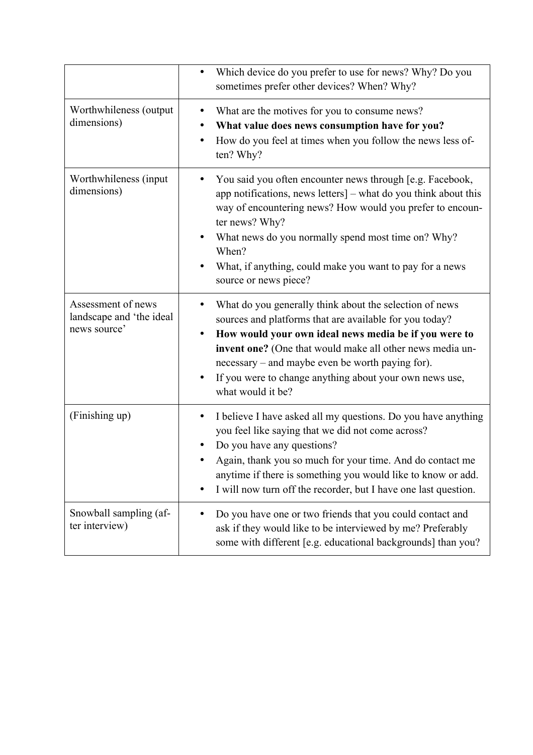| | |
|---|---|
| | • Which device do you prefer to use for news? Why? Do you sometimes prefer other devices? When? Why? |
| Worthwhileness (output dimensions) | • What are the motives for you to consume news?<br>• **What value does news consumption have for you?**<br>• How do you feel at times when you follow the news less often? Why? |
| Worthwhileness (input dimensions) | • You said you often encounter news through [e.g. Facebook, app notifications, news letters] – what do you think about this way of encountering news? How would you prefer to encounter news? Why?<br>• What news do you normally spend most time on? Why? When?<br>• What, if anything, could make you want to pay for a news source or news piece? |
| Assessment of news landscape and 'the ideal news source' | • What do you generally think about the selection of news sources and platforms that are available for you today?<br>• **How would your own ideal news media be if you were to invent one?** (One that would make all other news media unnecessary – and maybe even be worth paying for).<br>• If you were to change anything about your own news use, what would it be? |
| (Finishing up) | • I believe I have asked all my questions. Do you have anything you feel like saying that we did not come across?<br>• Do you have any questions?<br>• Again, thank you so much for your time. And do contact me anytime if there is something you would like to know or add.<br>• I will now turn off the recorder, but I have one last question. |
| Snowball sampling (after interview) | • Do you have one or two friends that you could contact and ask if they would like to be interviewed by me? Preferably some with different [e.g. educational backgrounds] than you? |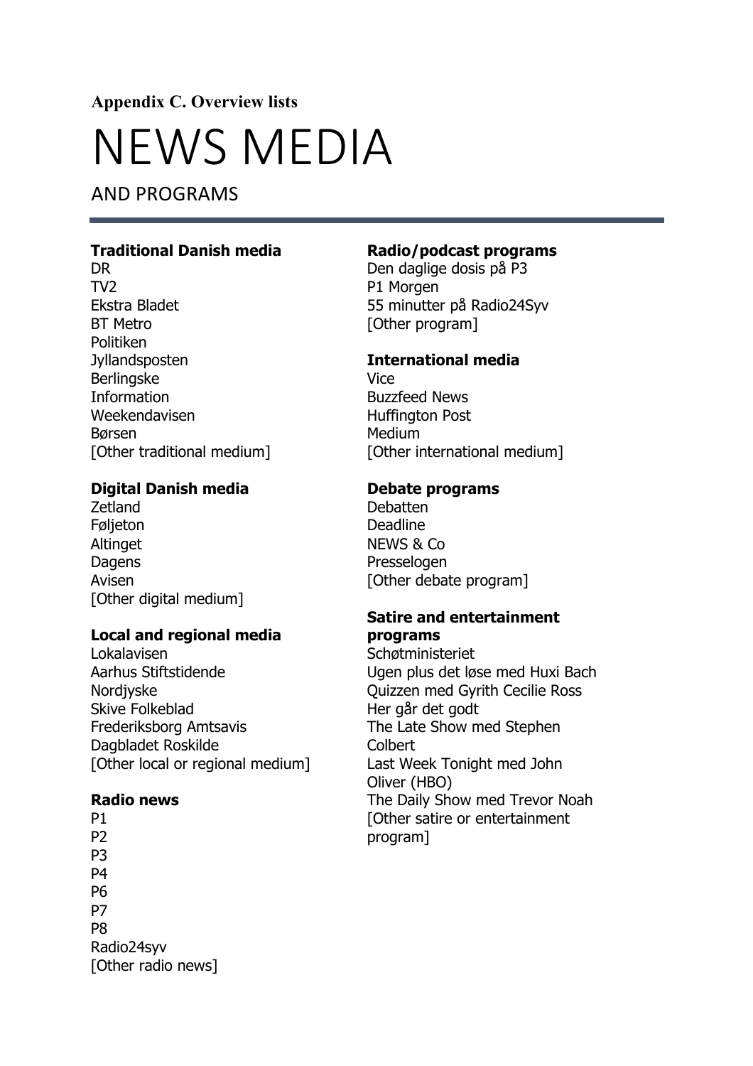**Appendix C. Overview lists**

# NEWS MEDIA

AND PROGRAMS

### Traditional Danish media

DR
TV2
Ekstra Bladet
BT Metro
Politiken
Jyllandsposten
Berlingske
Information
Weekendavisen
Børsen
[Other traditional medium]

### Digital Danish media

Zetland
Føljeton
Altinget
Dagens
Avisen
[Other digital medium]

### Local and regional media

Lokalavisen
Aarhus Stiftstidende
Nordjyske
Skive Folkeblad
Frederiksborg Amtsavis
Dagbladet Roskilde
[Other local or regional medium]

### Radio news

P1
P2
P3
P4
P6
P7
P8
Radio24syv
[Other radio news]

### Radio/podcast programs

Den daglige dosis på P3
P1 Morgen
55 minutter på Radio24Syv
[Other program]

### International media

Vice
Buzzfeed News
Huffington Post
Medium
[Other international medium]

### Debate programs

Debatten
Deadline
NEWS & Co
Presselogen
[Other debate program]

### Satire and entertainment programs

Schøtministeriet
Ugen plus det løse med Huxi Bach
Quizzen med Gyrith Cecilie Ross
Her går det godt
The Late Show med Stephen Colbert
Last Week Tonight med John Oliver (HBO)
The Daily Show med Trevor Noah
[Other satire or entertainment program]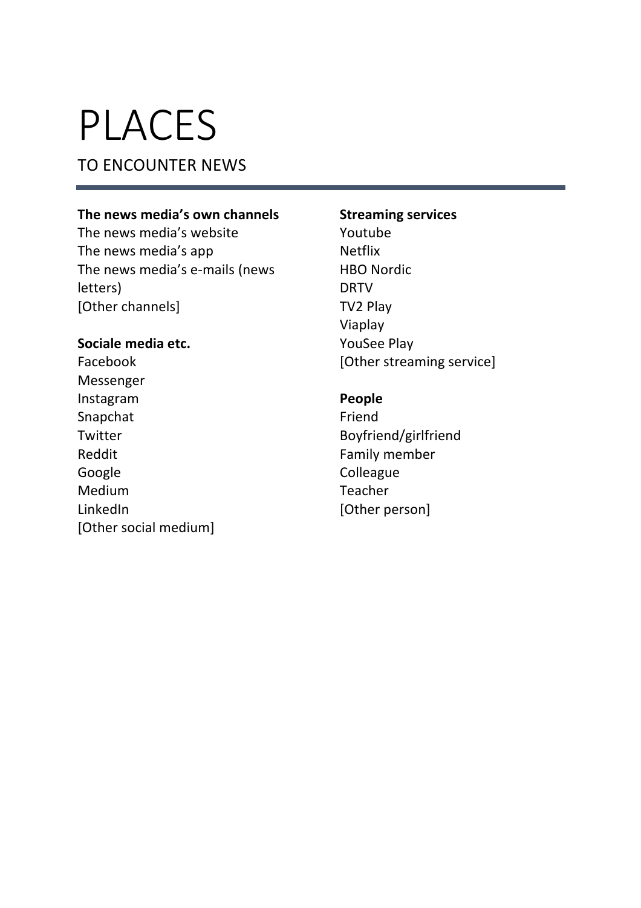# PLACES

TO ENCOUNTER NEWS

**The news media's own channels**

The news media's website
The news media's app
The news media's e-mails (news letters)
[Other channels]

**Sociale media etc.**

Facebook
Messenger
Instagram
Snapchat
Twitter
Reddit
Google
Medium
LinkedIn
[Other social medium]

**Streaming services**

Youtube
Netflix
HBO Nordic
DRTV
TV2 Play
Viaplay
YouSee Play
[Other streaming service]

**People**

Friend
Boyfriend/girlfriend
Family member
Colleague
Teacher
[Other person]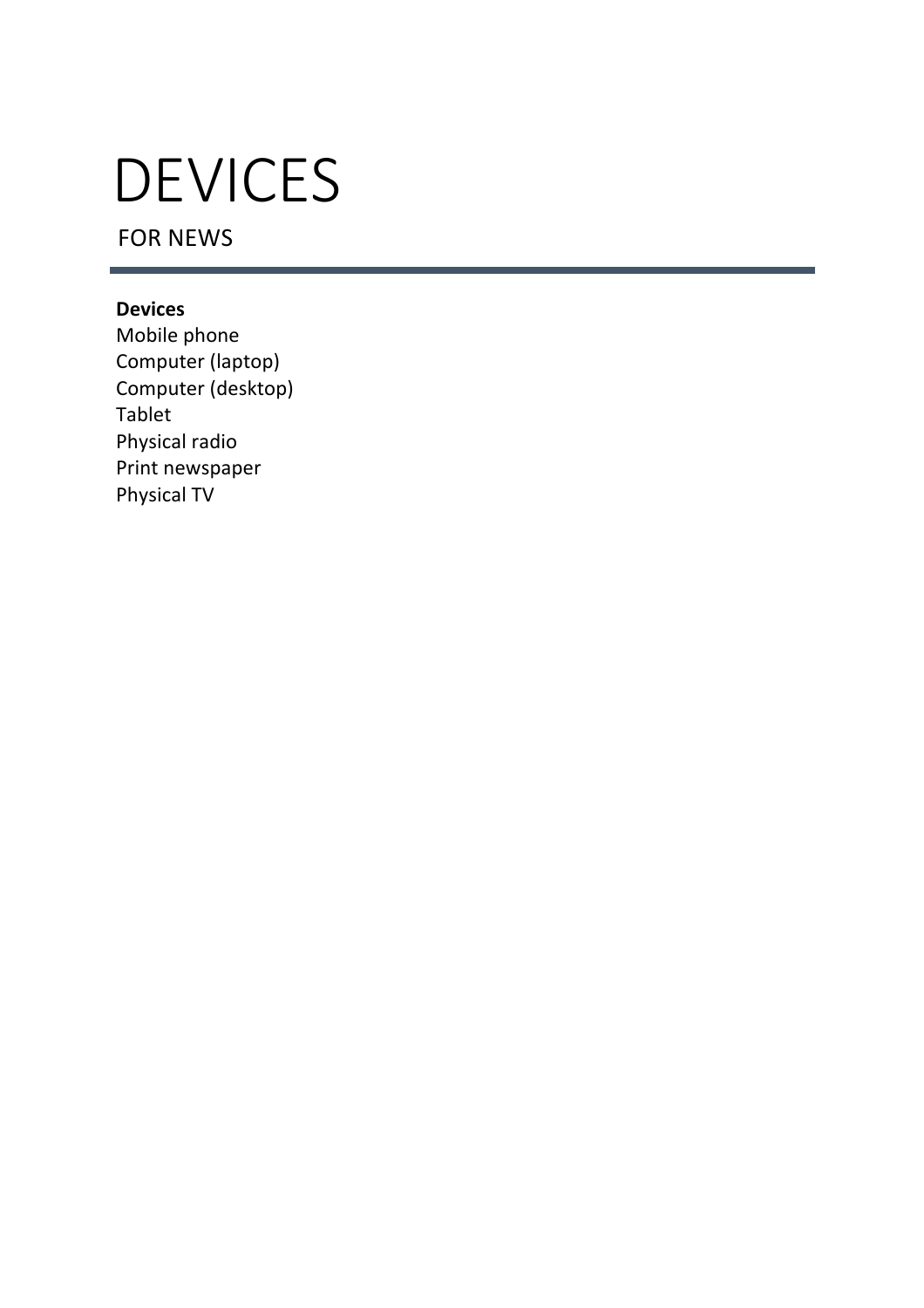# DEVICES

FOR NEWS

---

**Devices**

Mobile phone
Computer (laptop)
Computer (desktop)
Tablet
Physical radio
Print newspaper
Physical TV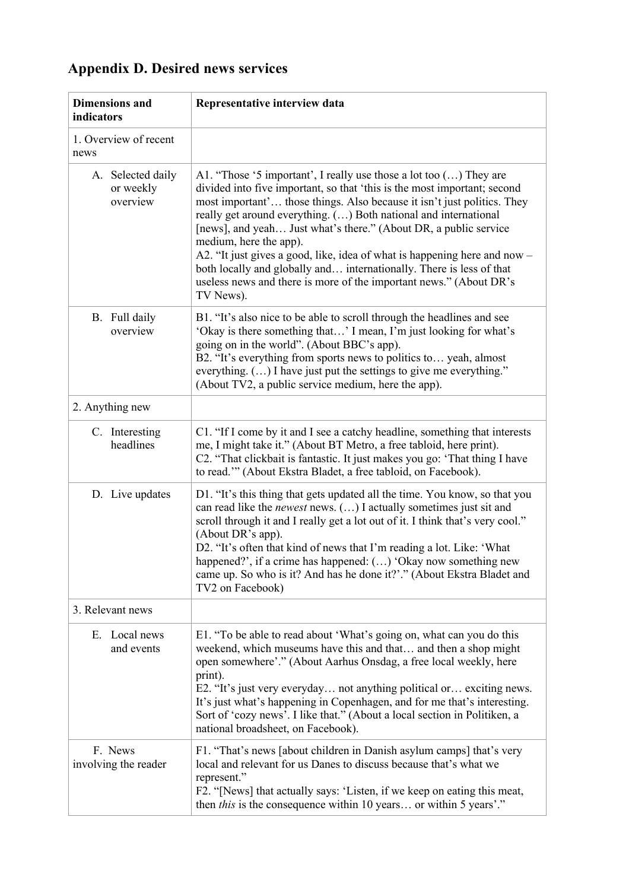# Appendix D. Desired news services

| Dimensions and indicators | Representative interview data |
|---|---|
| 1. Overview of recent news | |
| A. Selected daily or weekly overview | A1. "Those '5 important', I really use those a lot too (…) They are divided into five important, so that 'this is the most important; second most important'… those things. Also because it isn't just politics. They really get around everything. (…) Both national and international [news], and yeah… Just what's there." (About DR, a public service medium, here the app).<br>A2. "It just gives a good, like, idea of what is happening here and now – both locally and globally and… internationally. There is less of that useless news and there is more of the important news." (About DR's TV News). |
| B. Full daily overview | B1. "It's also nice to be able to scroll through the headlines and see 'Okay is there something that…' I mean, I'm just looking for what's going on in the world". (About BBC's app).<br>B2. "It's everything from sports news to politics to… yeah, almost everything. (…) I have just put the settings to give me everything." (About TV2, a public service medium, here the app). |
| 2. Anything new | |
| C. Interesting headlines | C1. "If I come by it and I see a catchy headline, something that interests me, I might take it." (About BT Metro, a free tabloid, here print).<br>C2. "That clickbait is fantastic. It just makes you go: 'That thing I have to read.'" (About Ekstra Bladet, a free tabloid, on Facebook). |
| D. Live updates | D1. "It's this thing that gets updated all the time. You know, so that you can read like the *newest* news. (…) I actually sometimes just sit and scroll through it and I really get a lot out of it. I think that's very cool." (About DR's app).<br>D2. "It's often that kind of news that I'm reading a lot. Like: 'What happened?', if a crime has happened: (…) 'Okay now something new came up. So who is it? And has he done it?'." (About Ekstra Bladet and TV2 on Facebook) |
| 3. Relevant news | |
| E. Local news and events | E1. "To be able to read about 'What's going on, what can you do this weekend, which museums have this and that… and then a shop might open somewhere'." (About Aarhus Onsdag, a free local weekly, here print).<br>E2. "It's just very everyday… not anything political or… exciting news. It's just what's happening in Copenhagen, and for me that's interesting. Sort of 'cozy news'. I like that." (About a local section in Politiken, a national broadsheet, on Facebook). |
| F. News involving the reader | F1. "That's news [about children in Danish asylum camps] that's very local and relevant for us Danes to discuss because that's what we represent."<br>F2. "[News] that actually says: 'Listen, if we keep on eating this meat, then *this* is the consequence within 10 years… or within 5 years'." |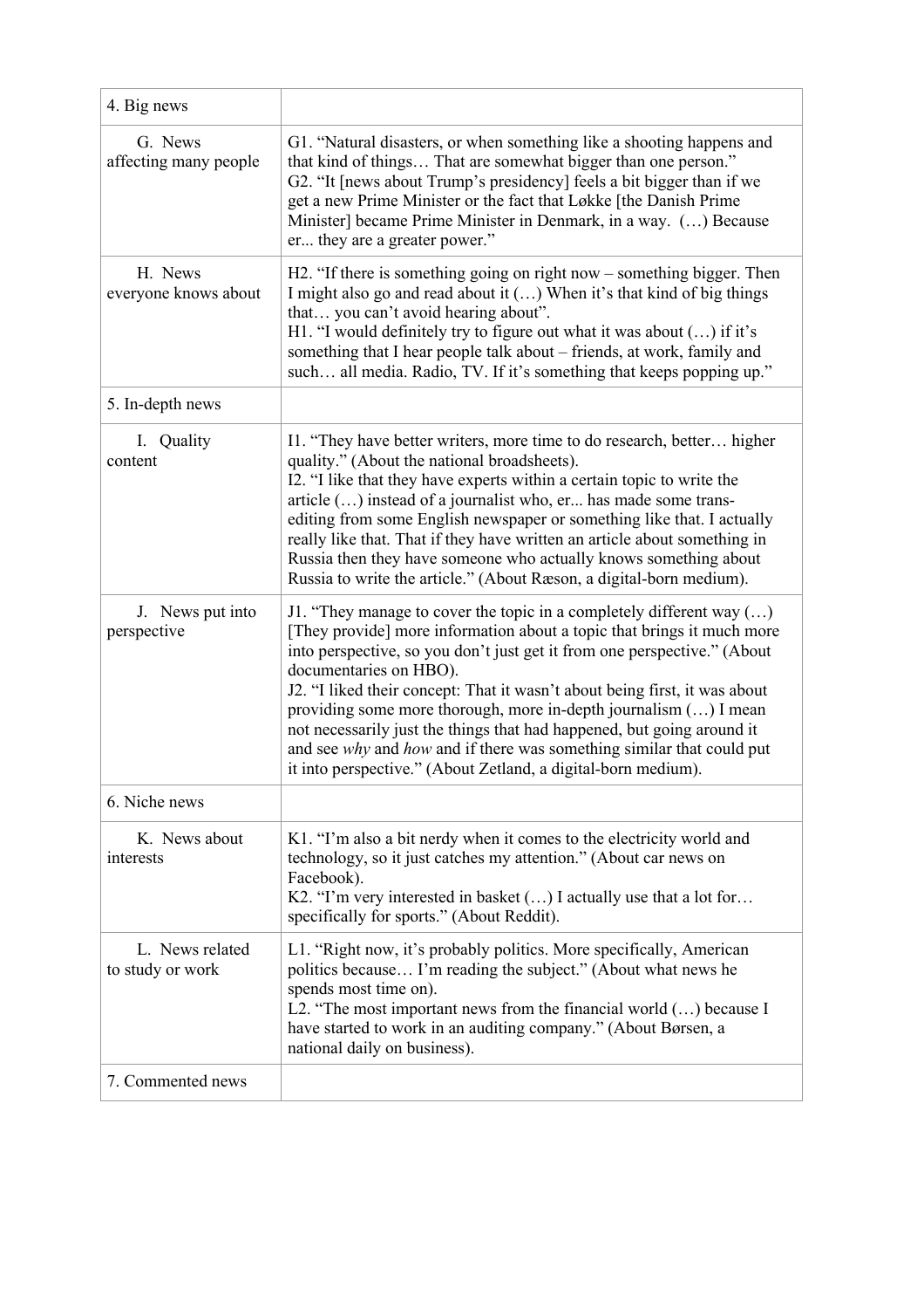| | |
|---|---|
| 4. Big news | |
| G. News affecting many people | G1. "Natural disasters, or when something like a shooting happens and that kind of things… That are somewhat bigger than one person."<br>G2. "It [news about Trump's presidency] feels a bit bigger than if we get a new Prime Minister or the fact that Løkke [the Danish Prime Minister] became Prime Minister in Denmark, in a way. (…) Because er... they are a greater power." |
| H. News everyone knows about | H2. "If there is something going on right now – something bigger. Then I might also go and read about it (…) When it's that kind of big things that… you can't avoid hearing about".<br>H1. "I would definitely try to figure out what it was about (…) if it's something that I hear people talk about – friends, at work, family and such… all media. Radio, TV. If it's something that keeps popping up." |
| 5. In-depth news | |
| I. Quality content | I1. "They have better writers, more time to do research, better… higher quality." (About the national broadsheets).<br>I2. "I like that they have experts within a certain topic to write the article (…) instead of a journalist who, er... has made some trans-editing from some English newspaper or something like that. I actually really like that. That if they have written an article about something in Russia then they have someone who actually knows something about Russia to write the article." (About Ræson, a digital-born medium). |
| J. News put into perspective | J1. "They manage to cover the topic in a completely different way (…) [They provide] more information about a topic that brings it much more into perspective, so you don't just get it from one perspective." (About documentaries on HBO).<br>J2. "I liked their concept: That it wasn't about being first, it was about providing some more thorough, more in-depth journalism (…) I mean not necessarily just the things that had happened, but going around it and see *why* and *how* and if there was something similar that could put it into perspective." (About Zetland, a digital-born medium). |
| 6. Niche news | |
| K. News about interests | K1. "I'm also a bit nerdy when it comes to the electricity world and technology, so it just catches my attention." (About car news on Facebook).<br>K2. "I'm very interested in basket (…) I actually use that a lot for… specifically for sports." (About Reddit). |
| L. News related to study or work | L1. "Right now, it's probably politics. More specifically, American politics because… I'm reading the subject." (About what news he spends most time on).<br>L2. "The most important news from the financial world (…) because I have started to work in an auditing company." (About Børsen, a national daily on business). |
| 7. Commented news | |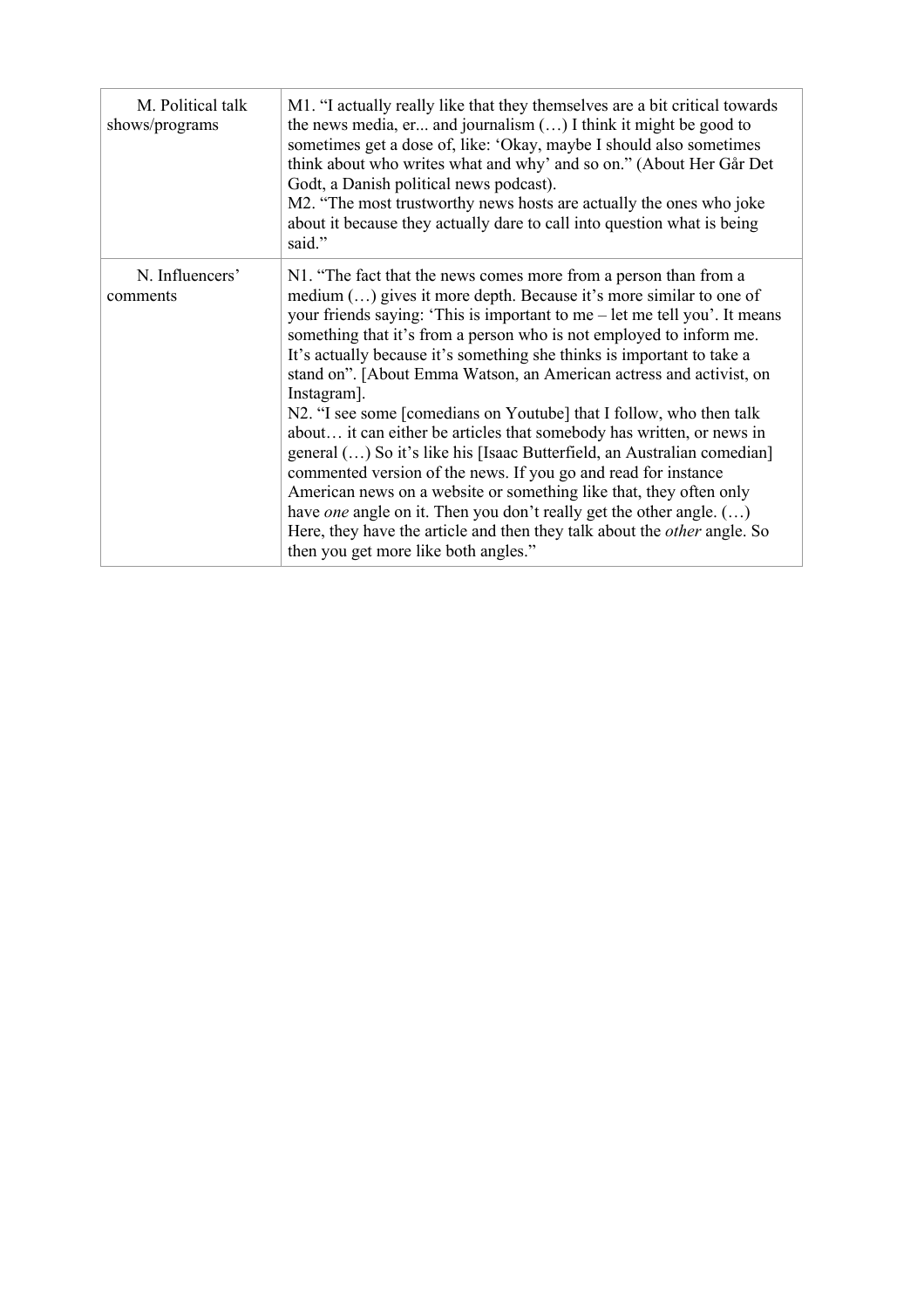| | |
|---|---|
| M. Political talk shows/programs | M1. "I actually really like that they themselves are a bit critical towards the news media, er... and journalism (…) I think it might be good to sometimes get a dose of, like: 'Okay, maybe I should also sometimes think about who writes what and why' and so on." (About Her Går Det Godt, a Danish political news podcast).<br>M2. "The most trustworthy news hosts are actually the ones who joke about it because they actually dare to call into question what is being said." |
| N. Influencers' comments | N1. "The fact that the news comes more from a person than from a medium (…) gives it more depth. Because it's more similar to one of your friends saying: 'This is important to me – let me tell you'. It means something that it's from a person who is not employed to inform me. It's actually because it's something she thinks is important to take a stand on". [About Emma Watson, an American actress and activist, on Instagram].<br>N2. "I see some [comedians on Youtube] that I follow, who then talk about… it can either be articles that somebody has written, or news in general (…) So it's like his [Isaac Butterfield, an Australian comedian] commented version of the news. If you go and read for instance American news on a website or something like that, they often only have *one* angle on it. Then you don't really get the other angle. (…) Here, they have the article and then they talk about the *other* angle. So then you get more like both angles." |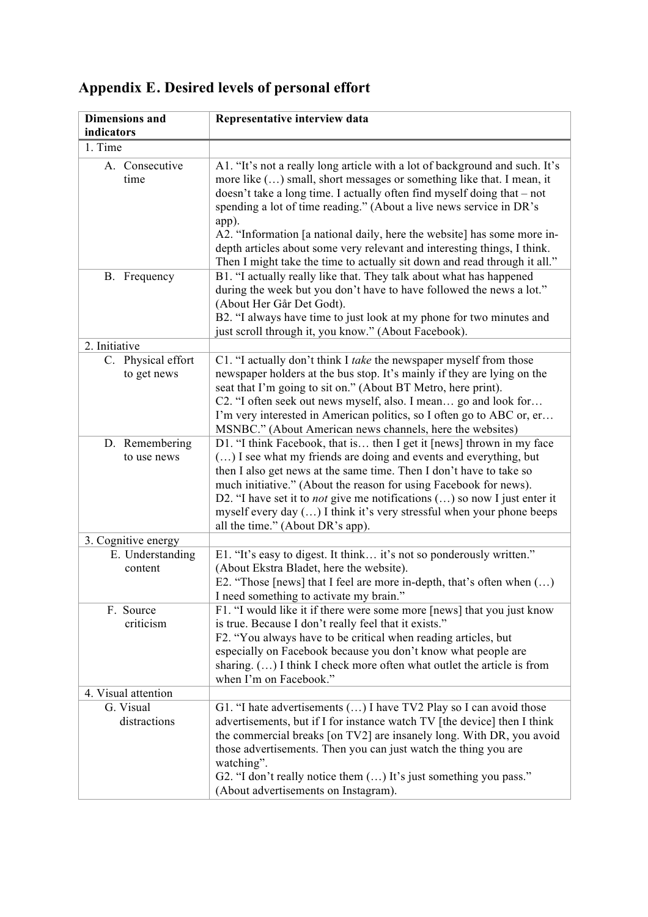## Appendix E. Desired levels of personal effort

| Dimensions and indicators | Representative interview data |
|---|---|
| 1. Time | |
| A. Consecutive time | A1. "It's not a really long article with a lot of background and such. It's more like (…) small, short messages or something like that. I mean, it doesn't take a long time. I actually often find myself doing that – not spending a lot of time reading." (About a live news service in DR's app). A2. "Information [a national daily, here the website] has some more in-depth articles about some very relevant and interesting things, I think. Then I might take the time to actually sit down and read through it all." |
| B. Frequency | B1. "I actually really like that. They talk about what has happened during the week but you don't have to have followed the news a lot." (About Her Går Det Godt). B2. "I always have time to just look at my phone for two minutes and just scroll through it, you know." (About Facebook). |
| 2. Initiative | |
| C. Physical effort to get news | C1. "I actually don't think I *take* the newspaper myself from those newspaper holders at the bus stop. It's mainly if they are lying on the seat that I'm going to sit on." (About BT Metro, here print). C2. "I often seek out news myself, also. I mean… go and look for… I'm very interested in American politics, so I often go to ABC or, er… MSNBC." (About American news channels, here the websites) |
| D. Remembering to use news | D1. "I think Facebook, that is… then I get it [news] thrown in my face (…) I see what my friends are doing and events and everything, but then I also get news at the same time. Then I don't have to take so much initiative." (About the reason for using Facebook for news). D2. "I have set it to *not* give me notifications (…) so now I just enter it myself every day (…) I think it's very stressful when your phone beeps all the time." (About DR's app). |
| 3. Cognitive energy | |
| E. Understanding content | E1. "It's easy to digest. It think… it's not so ponderously written." (About Ekstra Bladet, here the website). E2. "Those [news] that I feel are more in-depth, that's often when (…) I need something to activate my brain." |
| F. Source criticism | F1. "I would like it if there were some more [news] that you just know is true. Because I don't really feel that it exists." F2. "You always have to be critical when reading articles, but especially on Facebook because you don't know what people are sharing. (…) I think I check more often what outlet the article is from when I'm on Facebook." |
| 4. Visual attention | |
| G. Visual distractions | G1. "I hate advertisements (…) I have TV2 Play so I can avoid those advertisements, but if I for instance watch TV [the device] then I think the commercial breaks [on TV2] are insanely long. With DR, you avoid those advertisements. Then you can just watch the thing you are watching". G2. "I don't really notice them (…) It's just something you pass." (About advertisements on Instagram). |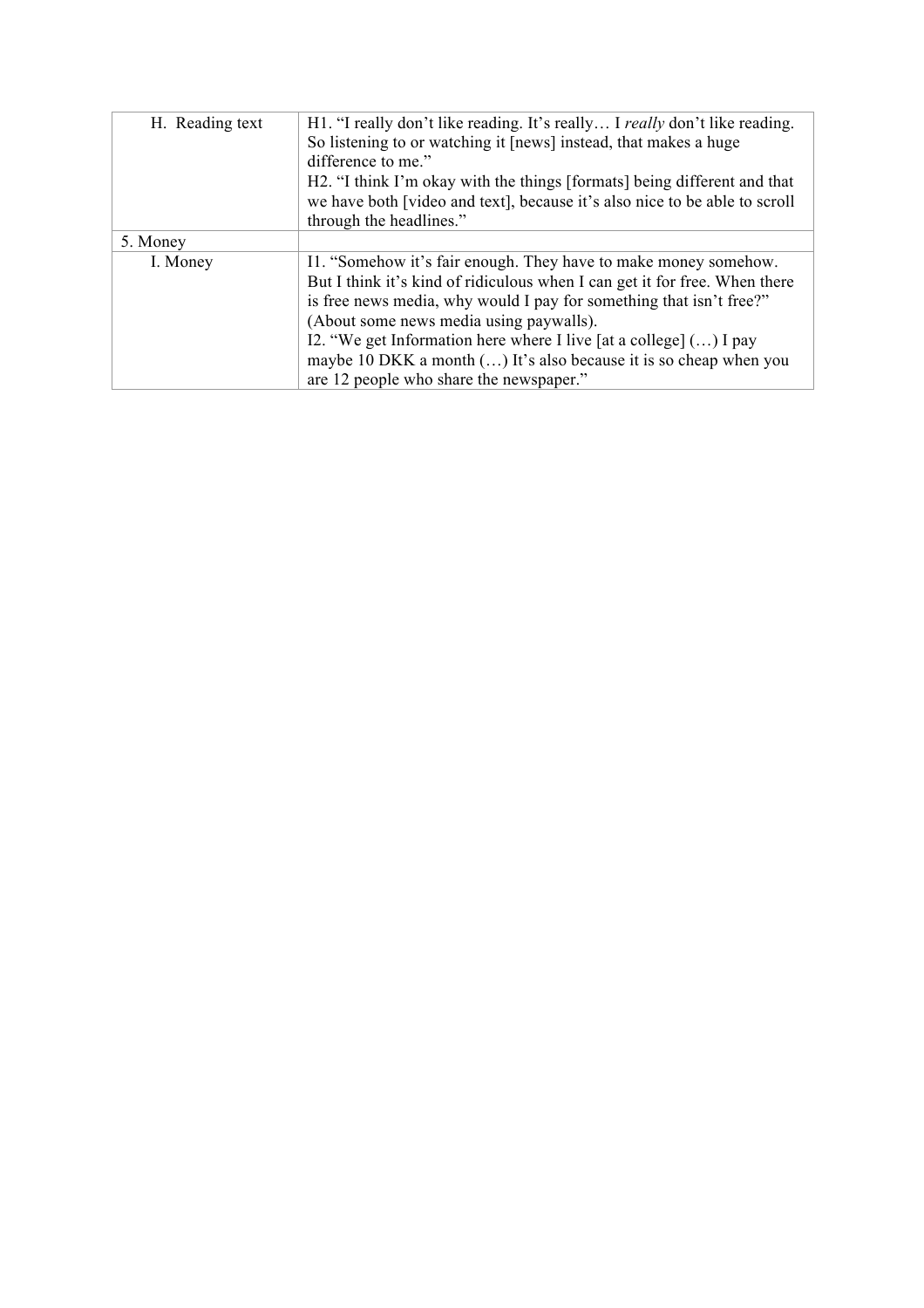| | |
|---|---|
| H. Reading text | H1. “I really don’t like reading. It’s really… I *really* don’t like reading. So listening to or watching it [news] instead, that makes a huge difference to me.”<br>H2. “I think I’m okay with the things [formats] being different and that we have both [video and text], because it’s also nice to be able to scroll through the headlines.” |
| 5. Money | |
| I. Money | I1. “Somehow it’s fair enough. They have to make money somehow. But I think it’s kind of ridiculous when I can get it for free. When there is free news media, why would I pay for something that isn’t free?” (About some news media using paywalls).<br>I2. “We get Information here where I live [at a college] (…) I pay maybe 10 DKK a month (…) It’s also because it is so cheap when you are 12 people who share the newspaper.” |